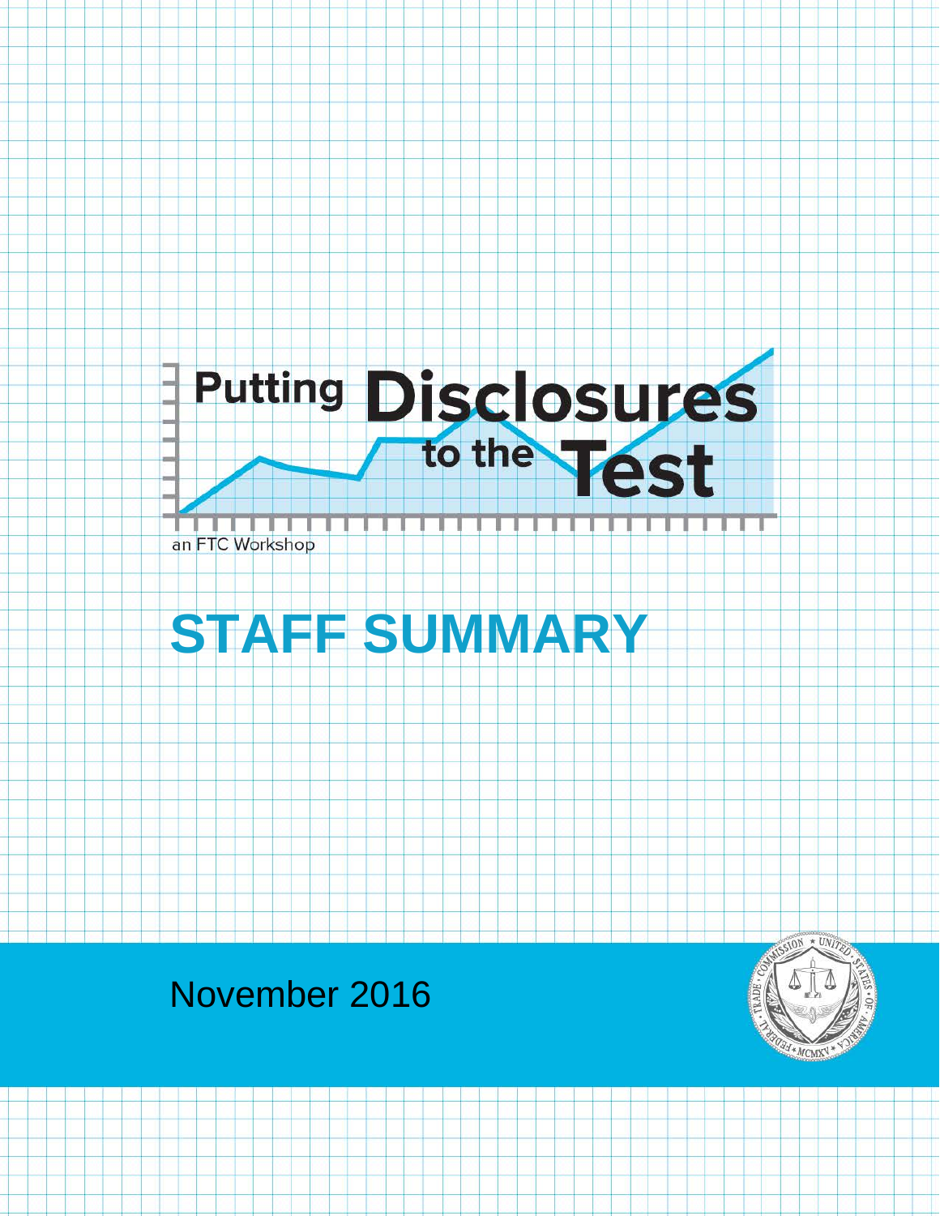# Putting Disclosures to the Test

an FTC Workshop

# STAFF SUMMARY

November 2016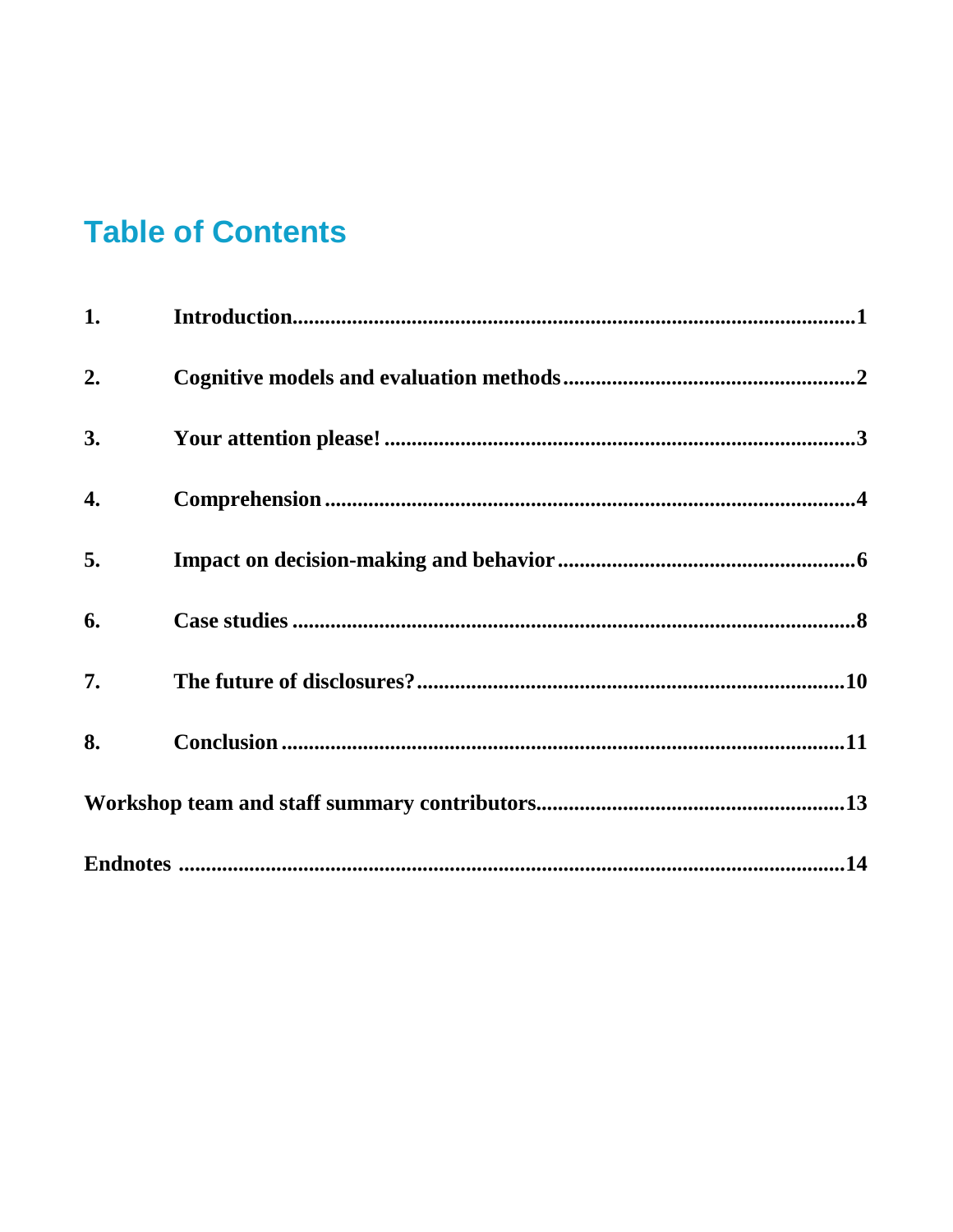# Table of Contents

1. Introduction ........ 1
2. Cognitive models and evaluation methods ........ 2
3. Your attention please! ........ 3
4. Comprehension ........ 4
5. Impact on decision-making and behavior ........ 6
6. Case studies ........ 8
7. The future of disclosures? ........ 10
8. Conclusion ........ 11

Workshop team and staff summary contributors ........ 13

Endnotes ........ 14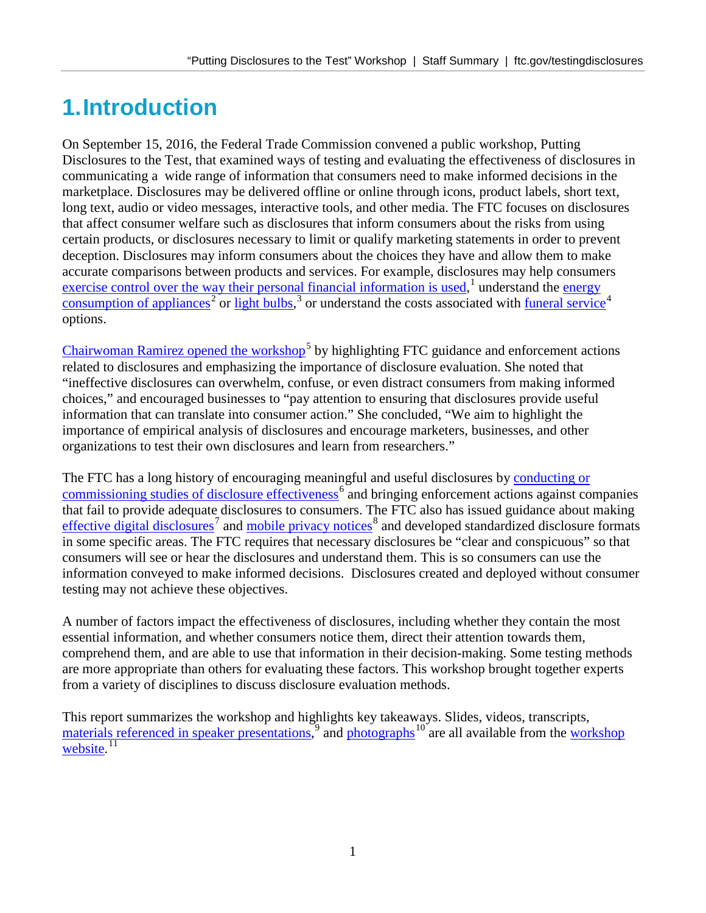# 1. Introduction

On September 15, 2016, the Federal Trade Commission convened a public workshop, Putting Disclosures to the Test, that examined ways of testing and evaluating the effectiveness of disclosures in communicating a wide range of information that consumers need to make informed decisions in the marketplace. Disclosures may be delivered offline or online through icons, product labels, short text, long text, audio or video messages, interactive tools, and other media. The FTC focuses on disclosures that affect consumer welfare such as disclosures that inform consumers about the risks from using certain products, or disclosures necessary to limit or qualify marketing statements in order to prevent deception. Disclosures may inform consumers about the choices they have and allow them to make accurate comparisons between products and services. For example, disclosures may help consumers exercise control over the way their personal financial information is used,[1] understand the energy consumption of appliances[2] or light bulbs,[3] or understand the costs associated with funeral service[4] options.

Chairwoman Ramirez opened the workshop[5] by highlighting FTC guidance and enforcement actions related to disclosures and emphasizing the importance of disclosure evaluation. She noted that "ineffective disclosures can overwhelm, confuse, or even distract consumers from making informed choices," and encouraged businesses to "pay attention to ensuring that disclosures provide useful information that can translate into consumer action." She concluded, "We aim to highlight the importance of empirical analysis of disclosures and encourage marketers, businesses, and other organizations to test their own disclosures and learn from researchers."

The FTC has a long history of encouraging meaningful and useful disclosures by conducting or commissioning studies of disclosure effectiveness[6] and bringing enforcement actions against companies that fail to provide adequate disclosures to consumers. The FTC also has issued guidance about making effective digital disclosures[7] and mobile privacy notices[8] and developed standardized disclosure formats in some specific areas. The FTC requires that necessary disclosures be "clear and conspicuous" so that consumers will see or hear the disclosures and understand them. This is so consumers can use the information conveyed to make informed decisions. Disclosures created and deployed without consumer testing may not achieve these objectives.

A number of factors impact the effectiveness of disclosures, including whether they contain the most essential information, and whether consumers notice them, direct their attention towards them, comprehend them, and are able to use that information in their decision-making. Some testing methods are more appropriate than others for evaluating these factors. This workshop brought together experts from a variety of disciplines to discuss disclosure evaluation methods.

This report summarizes the workshop and highlights key takeaways. Slides, videos, transcripts, materials referenced in speaker presentations,[9] and photographs[10] are all available from the workshop website.[11]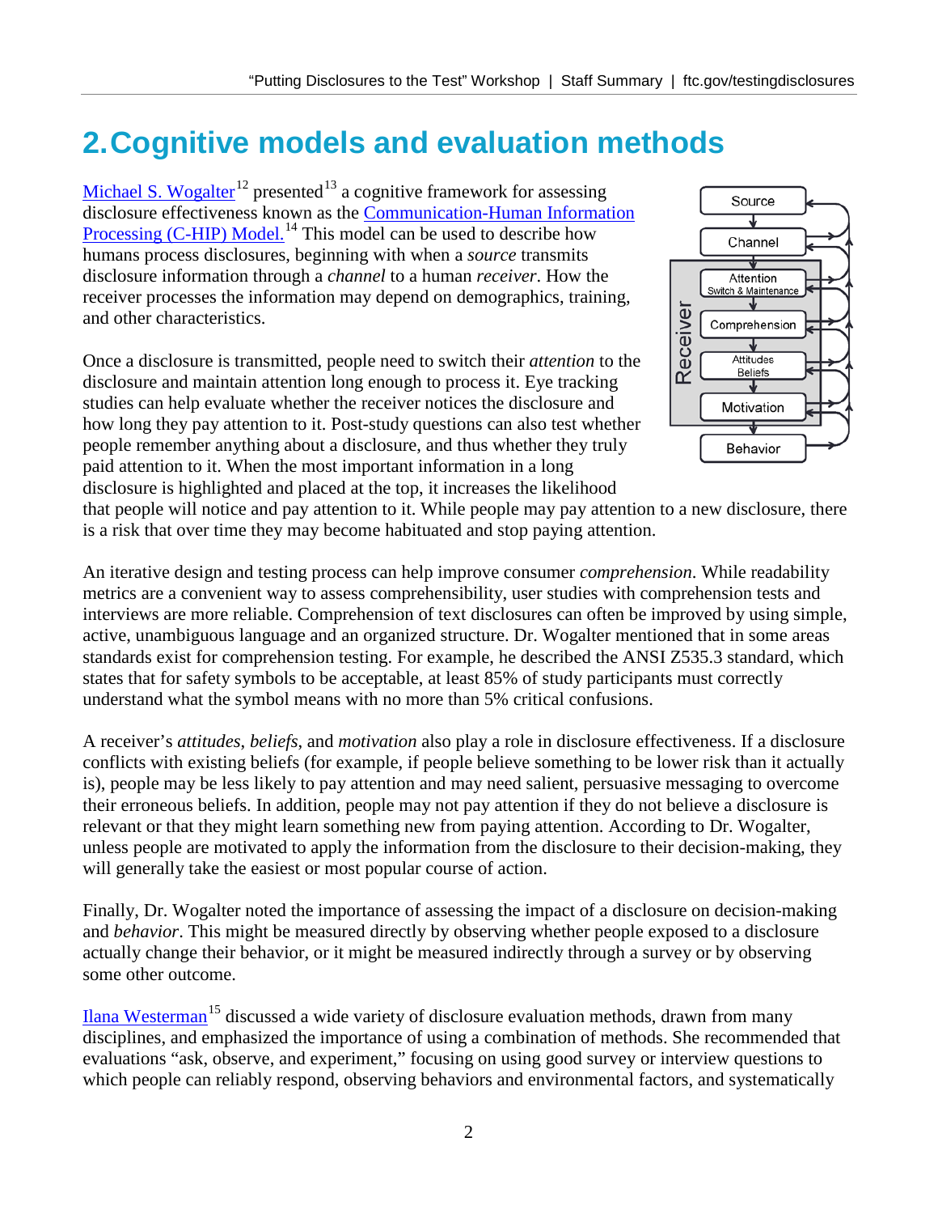## 2. Cognitive models and evaluation methods

Michael S. Wogalter[12] presented[13] a cognitive framework for assessing disclosure effectiveness known as the Communication-Human Information Processing (C-HIP) Model.[14] This model can be used to describe how humans process disclosures, beginning with when a *source* transmits disclosure information through a *channel* to a human *receiver*. How the receiver processes the information may depend on demographics, training, and other characteristics.

Once a disclosure is transmitted, people need to switch their *attention* to the disclosure and maintain attention long enough to process it. Eye tracking studies can help evaluate whether the receiver notices the disclosure and how long they pay attention to it. Post-study questions can also test whether people remember anything about a disclosure, and thus whether they truly paid attention to it. When the most important information in a long disclosure is highlighted and placed at the top, it increases the likelihood that people will notice and pay attention to it. While people may pay attention to a new disclosure, there is a risk that over time they may become habituated and stop paying attention.

An iterative design and testing process can help improve consumer *comprehension*. While readability metrics are a convenient way to assess comprehensibility, user studies with comprehension tests and interviews are more reliable. Comprehension of text disclosures can often be improved by using simple, active, unambiguous language and an organized structure. Dr. Wogalter mentioned that in some areas standards exist for comprehension testing. For example, he described the ANSI Z535.3 standard, which states that for safety symbols to be acceptable, at least 85% of study participants must correctly understand what the symbol means with no more than 5% critical confusions.

A receiver's *attitudes*, *beliefs*, and *motivation* also play a role in disclosure effectiveness. If a disclosure conflicts with existing beliefs (for example, if people believe something to be lower risk than it actually is), people may be less likely to pay attention and may need salient, persuasive messaging to overcome their erroneous beliefs. In addition, people may not pay attention if they do not believe a disclosure is relevant or that they might learn something new from paying attention. According to Dr. Wogalter, unless people are motivated to apply the information from the disclosure to their decision-making, they will generally take the easiest or most popular course of action.

Finally, Dr. Wogalter noted the importance of assessing the impact of a disclosure on decision-making and *behavior*. This might be measured directly by observing whether people exposed to a disclosure actually change their behavior, or it might be measured indirectly through a survey or by observing some other outcome.

Ilana Westerman[15] discussed a wide variety of disclosure evaluation methods, drawn from many disciplines, and emphasized the importance of using a combination of methods. She recommended that evaluations "ask, observe, and experiment," focusing on using good survey or interview questions to which people can reliably respond, observing behaviors and environmental factors, and systematically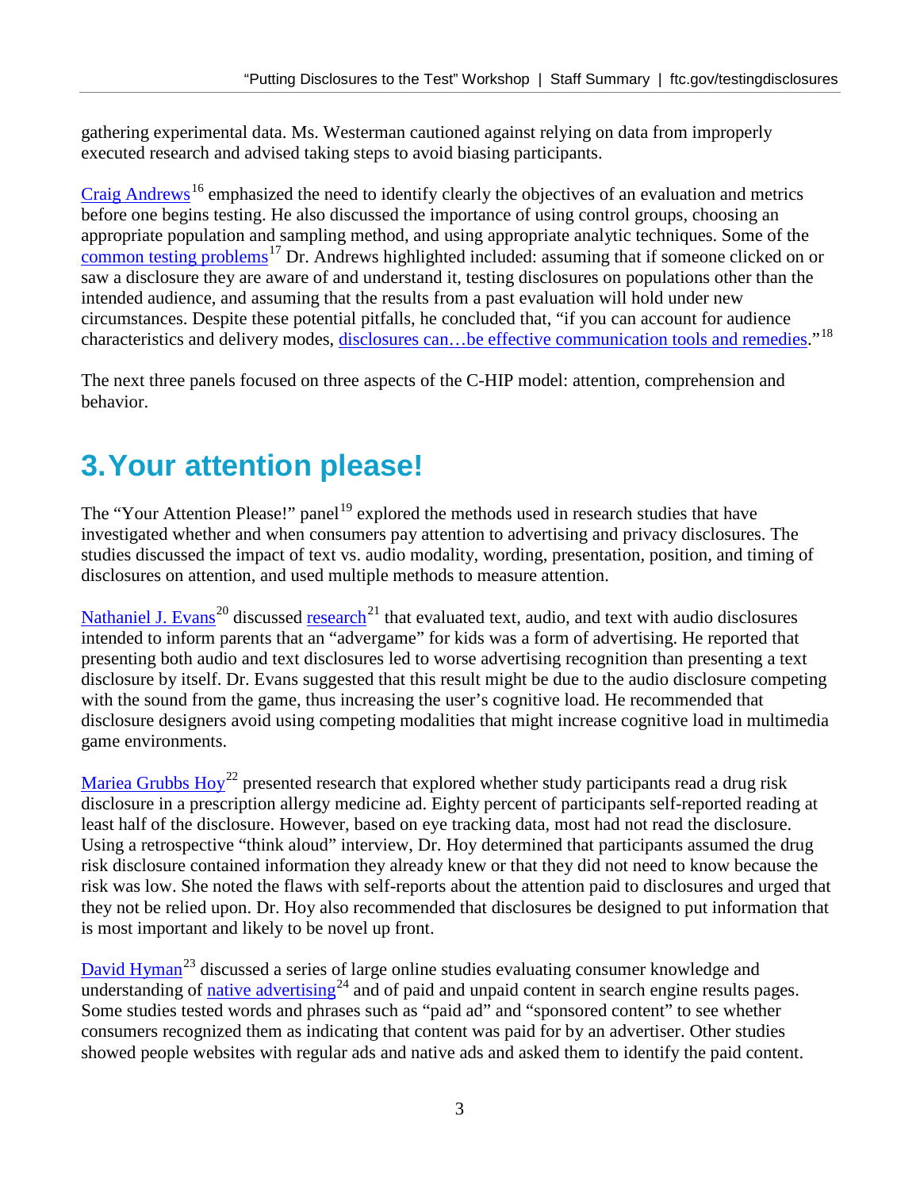gathering experimental data. Ms. Westerman cautioned against relying on data from improperly executed research and advised taking steps to avoid biasing participants.

Craig Andrews[16] emphasized the need to identify clearly the objectives of an evaluation and metrics before one begins testing. He also discussed the importance of using control groups, choosing an appropriate population and sampling method, and using appropriate analytic techniques. Some of the common testing problems[17] Dr. Andrews highlighted included: assuming that if someone clicked on or saw a disclosure they are aware of and understand it, testing disclosures on populations other than the intended audience, and assuming that the results from a past evaluation will hold under new circumstances. Despite these potential pitfalls, he concluded that, "if you can account for audience characteristics and delivery modes, disclosures can…be effective communication tools and remedies."[18]

The next three panels focused on three aspects of the C-HIP model: attention, comprehension and behavior.

# 3. Your attention please!

The "Your Attention Please!" panel[19] explored the methods used in research studies that have investigated whether and when consumers pay attention to advertising and privacy disclosures. The studies discussed the impact of text vs. audio modality, wording, presentation, position, and timing of disclosures on attention, and used multiple methods to measure attention.

Nathaniel J. Evans[20] discussed research[21] that evaluated text, audio, and text with audio disclosures intended to inform parents that an "advergame" for kids was a form of advertising. He reported that presenting both audio and text disclosures led to worse advertising recognition than presenting a text disclosure by itself. Dr. Evans suggested that this result might be due to the audio disclosure competing with the sound from the game, thus increasing the user's cognitive load. He recommended that disclosure designers avoid using competing modalities that might increase cognitive load in multimedia game environments.

Mariea Grubbs Hoy[22] presented research that explored whether study participants read a drug risk disclosure in a prescription allergy medicine ad. Eighty percent of participants self-reported reading at least half of the disclosure. However, based on eye tracking data, most had not read the disclosure. Using a retrospective "think aloud" interview, Dr. Hoy determined that participants assumed the drug risk disclosure contained information they already knew or that they did not need to know because the risk was low. She noted the flaws with self-reports about the attention paid to disclosures and urged that they not be relied upon. Dr. Hoy also recommended that disclosures be designed to put information that is most important and likely to be novel up front.

David Hyman[23] discussed a series of large online studies evaluating consumer knowledge and understanding of native advertising[24] and of paid and unpaid content in search engine results pages. Some studies tested words and phrases such as "paid ad" and "sponsored content" to see whether consumers recognized them as indicating that content was paid for by an advertiser. Other studies showed people websites with regular ads and native ads and asked them to identify the paid content.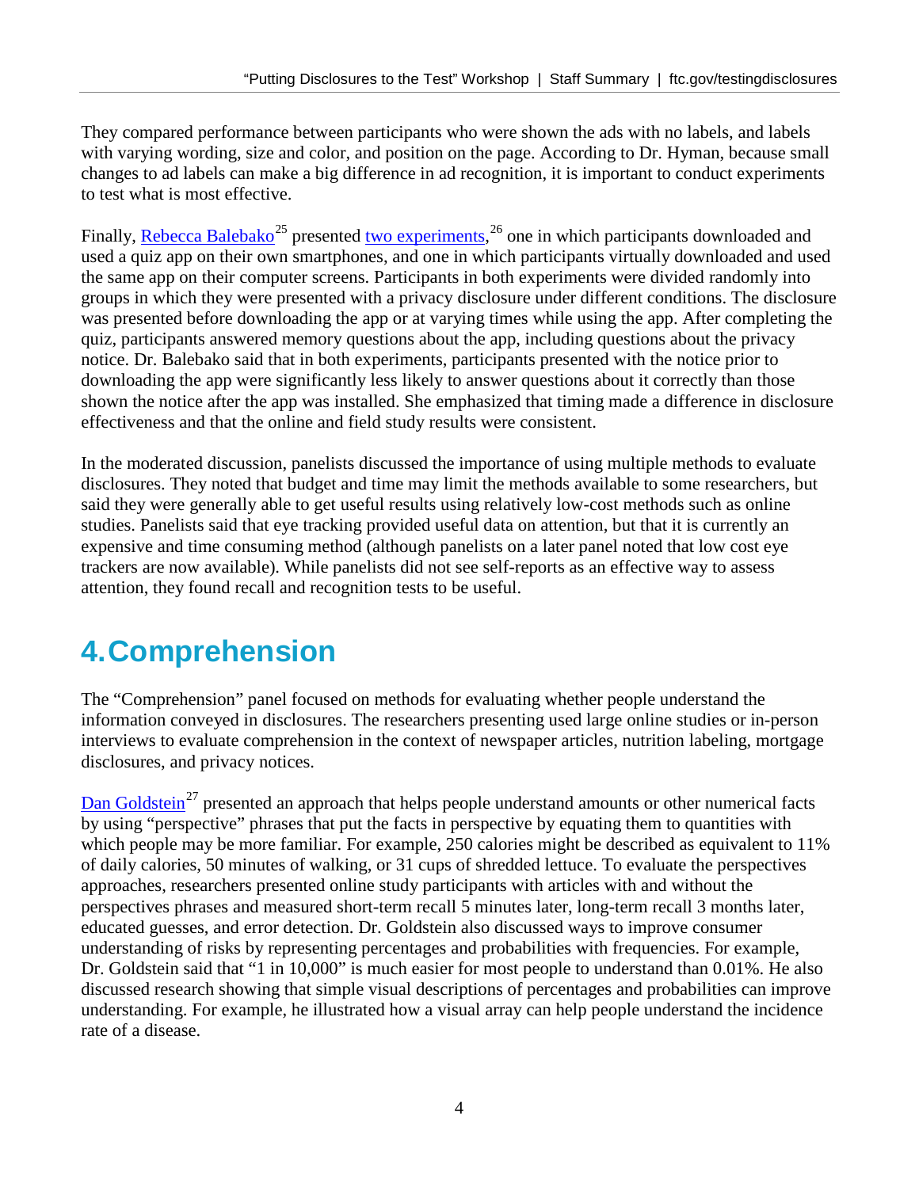They compared performance between participants who were shown the ads with no labels, and labels with varying wording, size and color, and position on the page. According to Dr. Hyman, because small changes to ad labels can make a big difference in ad recognition, it is important to conduct experiments to test what is most effective.

Finally, Rebecca Balebako[25] presented two experiments,[26] one in which participants downloaded and used a quiz app on their own smartphones, and one in which participants virtually downloaded and used the same app on their computer screens. Participants in both experiments were divided randomly into groups in which they were presented with a privacy disclosure under different conditions. The disclosure was presented before downloading the app or at varying times while using the app. After completing the quiz, participants answered memory questions about the app, including questions about the privacy notice. Dr. Balebako said that in both experiments, participants presented with the notice prior to downloading the app were significantly less likely to answer questions about it correctly than those shown the notice after the app was installed. She emphasized that timing made a difference in disclosure effectiveness and that the online and field study results were consistent.

In the moderated discussion, panelists discussed the importance of using multiple methods to evaluate disclosures. They noted that budget and time may limit the methods available to some researchers, but said they were generally able to get useful results using relatively low-cost methods such as online studies. Panelists said that eye tracking provided useful data on attention, but that it is currently an expensive and time consuming method (although panelists on a later panel noted that low cost eye trackers are now available). While panelists did not see self-reports as an effective way to assess attention, they found recall and recognition tests to be useful.

# 4. Comprehension

The "Comprehension" panel focused on methods for evaluating whether people understand the information conveyed in disclosures. The researchers presenting used large online studies or in-person interviews to evaluate comprehension in the context of newspaper articles, nutrition labeling, mortgage disclosures, and privacy notices.

Dan Goldstein[27] presented an approach that helps people understand amounts or other numerical facts by using "perspective" phrases that put the facts in perspective by equating them to quantities with which people may be more familiar. For example, 250 calories might be described as equivalent to 11% of daily calories, 50 minutes of walking, or 31 cups of shredded lettuce. To evaluate the perspectives approaches, researchers presented online study participants with articles with and without the perspectives phrases and measured short-term recall 5 minutes later, long-term recall 3 months later, educated guesses, and error detection. Dr. Goldstein also discussed ways to improve consumer understanding of risks by representing percentages and probabilities with frequencies. For example, Dr. Goldstein said that "1 in 10,000" is much easier for most people to understand than 0.01%. He also discussed research showing that simple visual descriptions of percentages and probabilities can improve understanding. For example, he illustrated how a visual array can help people understand the incidence rate of a disease.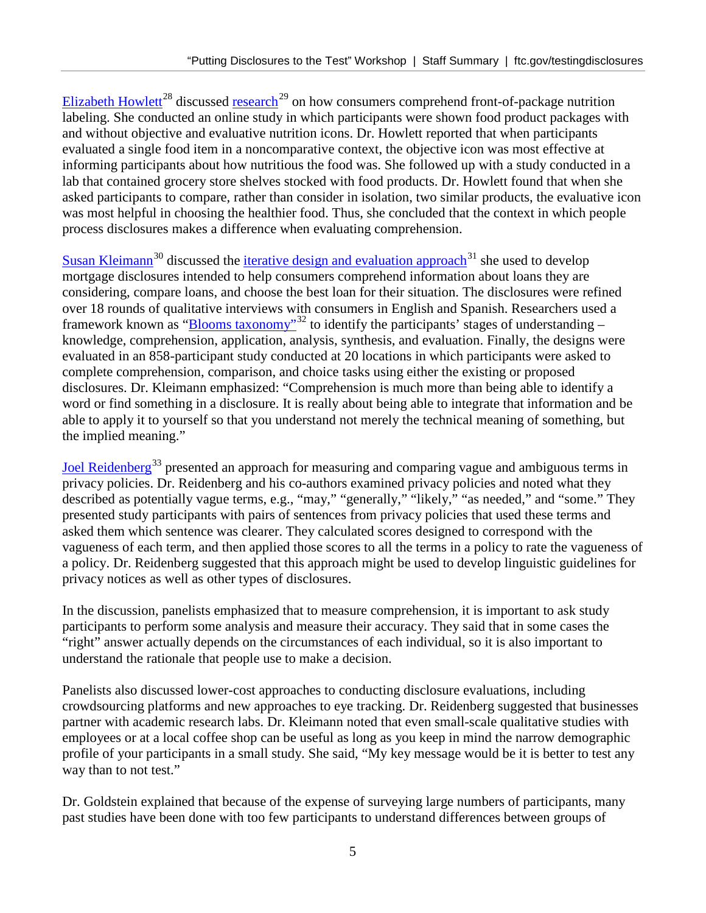Elizabeth Howlett[28] discussed research[29] on how consumers comprehend front-of-package nutrition labeling. She conducted an online study in which participants were shown food product packages with and without objective and evaluative nutrition icons. Dr. Howlett reported that when participants evaluated a single food item in a noncomparative context, the objective icon was most effective at informing participants about how nutritious the food was. She followed up with a study conducted in a lab that contained grocery store shelves stocked with food products. Dr. Howlett found that when she asked participants to compare, rather than consider in isolation, two similar products, the evaluative icon was most helpful in choosing the healthier food. Thus, she concluded that the context in which people process disclosures makes a difference when evaluating comprehension.

Susan Kleimann[30] discussed the iterative design and evaluation approach[31] she used to develop mortgage disclosures intended to help consumers comprehend information about loans they are considering, compare loans, and choose the best loan for their situation. The disclosures were refined over 18 rounds of qualitative interviews with consumers in English and Spanish. Researchers used a framework known as "Blooms taxonomy"[32] to identify the participants' stages of understanding – knowledge, comprehension, application, analysis, synthesis, and evaluation. Finally, the designs were evaluated in an 858-participant study conducted at 20 locations in which participants were asked to complete comprehension, comparison, and choice tasks using either the existing or proposed disclosures. Dr. Kleimann emphasized: "Comprehension is much more than being able to identify a word or find something in a disclosure. It is really about being able to integrate that information and be able to apply it to yourself so that you understand not merely the technical meaning of something, but the implied meaning."

Joel Reidenberg[33] presented an approach for measuring and comparing vague and ambiguous terms in privacy policies. Dr. Reidenberg and his co-authors examined privacy policies and noted what they described as potentially vague terms, e.g., "may," "generally," "likely," "as needed," and "some." They presented study participants with pairs of sentences from privacy policies that used these terms and asked them which sentence was clearer. They calculated scores designed to correspond with the vagueness of each term, and then applied those scores to all the terms in a policy to rate the vagueness of a policy. Dr. Reidenberg suggested that this approach might be used to develop linguistic guidelines for privacy notices as well as other types of disclosures.

In the discussion, panelists emphasized that to measure comprehension, it is important to ask study participants to perform some analysis and measure their accuracy. They said that in some cases the "right" answer actually depends on the circumstances of each individual, so it is also important to understand the rationale that people use to make a decision.

Panelists also discussed lower-cost approaches to conducting disclosure evaluations, including crowdsourcing platforms and new approaches to eye tracking. Dr. Reidenberg suggested that businesses partner with academic research labs. Dr. Kleimann noted that even small-scale qualitative studies with employees or at a local coffee shop can be useful as long as you keep in mind the narrow demographic profile of your participants in a small study. She said, "My key message would be it is better to test any way than to not test."

Dr. Goldstein explained that because of the expense of surveying large numbers of participants, many past studies have been done with too few participants to understand differences between groups of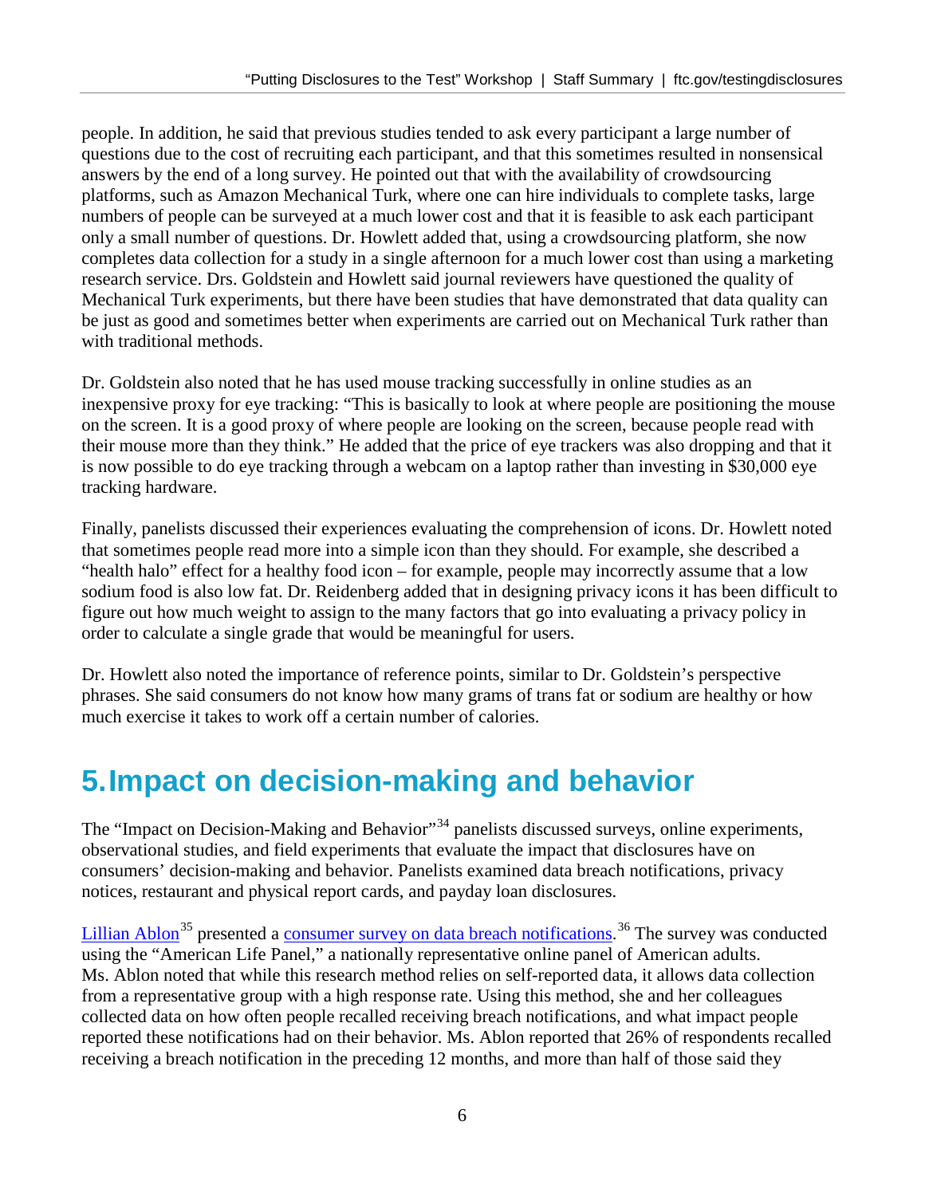people. In addition, he said that previous studies tended to ask every participant a large number of questions due to the cost of recruiting each participant, and that this sometimes resulted in nonsensical answers by the end of a long survey. He pointed out that with the availability of crowdsourcing platforms, such as Amazon Mechanical Turk, where one can hire individuals to complete tasks, large numbers of people can be surveyed at a much lower cost and that it is feasible to ask each participant only a small number of questions. Dr. Howlett added that, using a crowdsourcing platform, she now completes data collection for a study in a single afternoon for a much lower cost than using a marketing research service. Drs. Goldstein and Howlett said journal reviewers have questioned the quality of Mechanical Turk experiments, but there have been studies that have demonstrated that data quality can be just as good and sometimes better when experiments are carried out on Mechanical Turk rather than with traditional methods.

Dr. Goldstein also noted that he has used mouse tracking successfully in online studies as an inexpensive proxy for eye tracking: "This is basically to look at where people are positioning the mouse on the screen. It is a good proxy of where people are looking on the screen, because people read with their mouse more than they think." He added that the price of eye trackers was also dropping and that it is now possible to do eye tracking through a webcam on a laptop rather than investing in $30,000 eye tracking hardware.

Finally, panelists discussed their experiences evaluating the comprehension of icons. Dr. Howlett noted that sometimes people read more into a simple icon than they should. For example, she described a "health halo" effect for a healthy food icon – for example, people may incorrectly assume that a low sodium food is also low fat. Dr. Reidenberg added that in designing privacy icons it has been difficult to figure out how much weight to assign to the many factors that go into evaluating a privacy policy in order to calculate a single grade that would be meaningful for users.

Dr. Howlett also noted the importance of reference points, similar to Dr. Goldstein's perspective phrases. She said consumers do not know how many grams of trans fat or sodium are healthy or how much exercise it takes to work off a certain number of calories.

# 5. Impact on decision-making and behavior

The "Impact on Decision-Making and Behavior"[34] panelists discussed surveys, online experiments, observational studies, and field experiments that evaluate the impact that disclosures have on consumers' decision-making and behavior. Panelists examined data breach notifications, privacy notices, restaurant and physical report cards, and payday loan disclosures.

Lillian Ablon[35] presented a consumer survey on data breach notifications.[36] The survey was conducted using the "American Life Panel," a nationally representative online panel of American adults. Ms. Ablon noted that while this research method relies on self-reported data, it allows data collection from a representative group with a high response rate. Using this method, she and her colleagues collected data on how often people recalled receiving breach notifications, and what impact people reported these notifications had on their behavior. Ms. Ablon reported that 26% of respondents recalled receiving a breach notification in the preceding 12 months, and more than half of those said they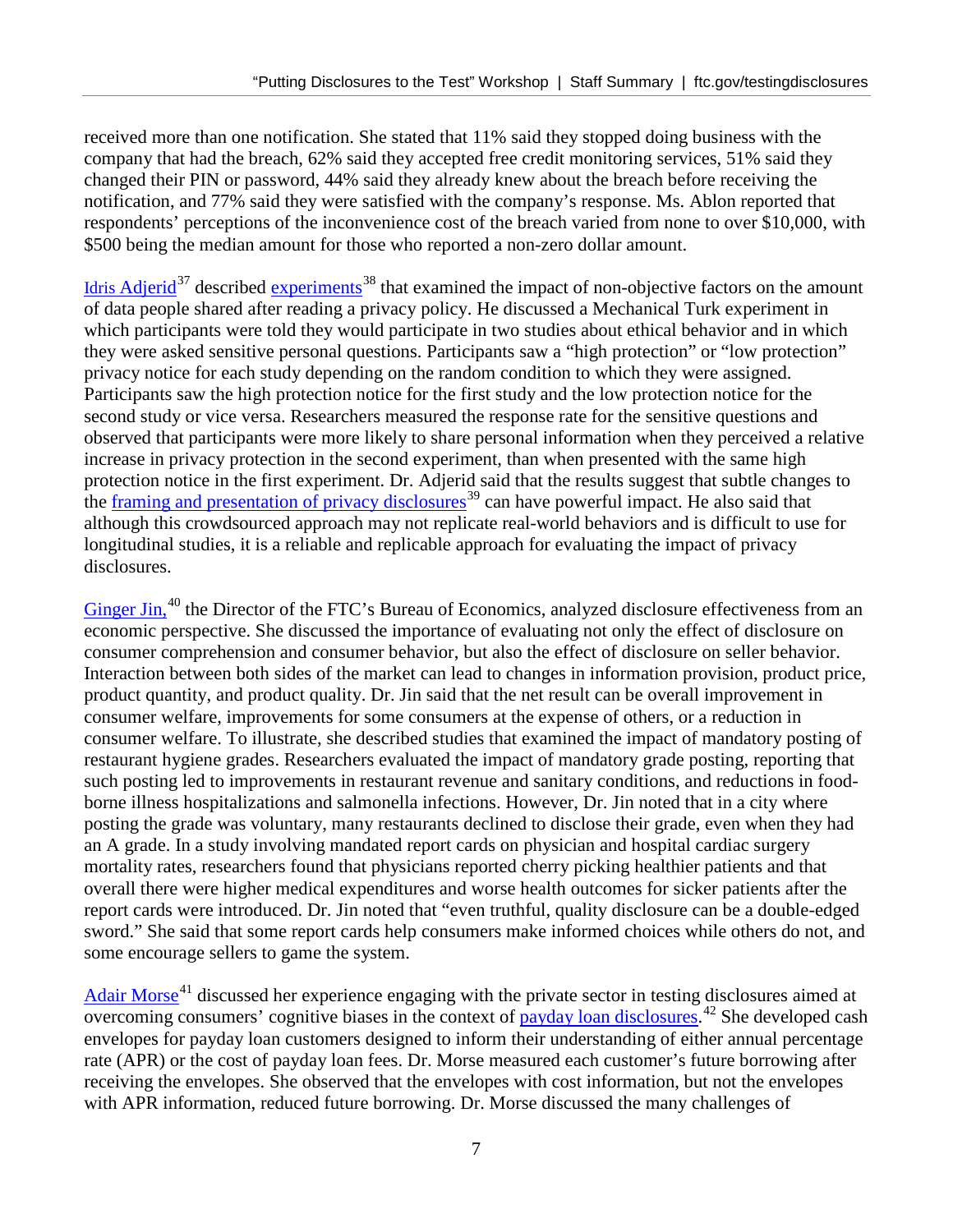received more than one notification. She stated that 11% said they stopped doing business with the company that had the breach, 62% said they accepted free credit monitoring services, 51% said they changed their PIN or password, 44% said they already knew about the breach before receiving the notification, and 77% said they were satisfied with the company's response. Ms. Ablon reported that respondents' perceptions of the inconvenience cost of the breach varied from none to over $10,000, with $500 being the median amount for those who reported a non-zero dollar amount.

Idris Adjerid[37] described experiments[38] that examined the impact of non-objective factors on the amount of data people shared after reading a privacy policy. He discussed a Mechanical Turk experiment in which participants were told they would participate in two studies about ethical behavior and in which they were asked sensitive personal questions. Participants saw a "high protection" or "low protection" privacy notice for each study depending on the random condition to which they were assigned. Participants saw the high protection notice for the first study and the low protection notice for the second study or vice versa. Researchers measured the response rate for the sensitive questions and observed that participants were more likely to share personal information when they perceived a relative increase in privacy protection in the second experiment, than when presented with the same high protection notice in the first experiment. Dr. Adjerid said that the results suggest that subtle changes to the framing and presentation of privacy disclosures[39] can have powerful impact. He also said that although this crowdsourced approach may not replicate real-world behaviors and is difficult to use for longitudinal studies, it is a reliable and replicable approach for evaluating the impact of privacy disclosures.

Ginger Jin,[40] the Director of the FTC's Bureau of Economics, analyzed disclosure effectiveness from an economic perspective. She discussed the importance of evaluating not only the effect of disclosure on consumer comprehension and consumer behavior, but also the effect of disclosure on seller behavior. Interaction between both sides of the market can lead to changes in information provision, product price, product quantity, and product quality. Dr. Jin said that the net result can be overall improvement in consumer welfare, improvements for some consumers at the expense of others, or a reduction in consumer welfare. To illustrate, she described studies that examined the impact of mandatory posting of restaurant hygiene grades. Researchers evaluated the impact of mandatory grade posting, reporting that such posting led to improvements in restaurant revenue and sanitary conditions, and reductions in food-borne illness hospitalizations and salmonella infections. However, Dr. Jin noted that in a city where posting the grade was voluntary, many restaurants declined to disclose their grade, even when they had an A grade. In a study involving mandated report cards on physician and hospital cardiac surgery mortality rates, researchers found that physicians reported cherry picking healthier patients and that overall there were higher medical expenditures and worse health outcomes for sicker patients after the report cards were introduced. Dr. Jin noted that "even truthful, quality disclosure can be a double-edged sword." She said that some report cards help consumers make informed choices while others do not, and some encourage sellers to game the system.

Adair Morse[41] discussed her experience engaging with the private sector in testing disclosures aimed at overcoming consumers' cognitive biases in the context of payday loan disclosures.[42] She developed cash envelopes for payday loan customers designed to inform their understanding of either annual percentage rate (APR) or the cost of payday loan fees. Dr. Morse measured each customer's future borrowing after receiving the envelopes. She observed that the envelopes with cost information, but not the envelopes with APR information, reduced future borrowing. Dr. Morse discussed the many challenges of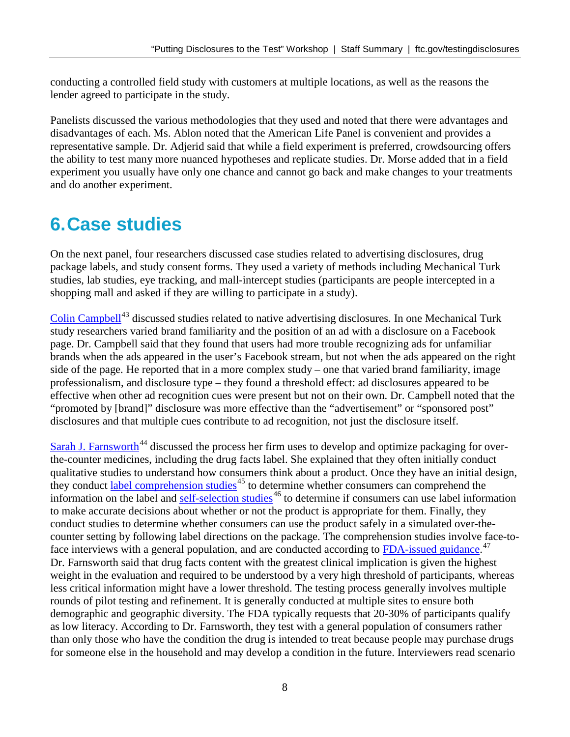conducting a controlled field study with customers at multiple locations, as well as the reasons the lender agreed to participate in the study.

Panelists discussed the various methodologies that they used and noted that there were advantages and disadvantages of each. Ms. Ablon noted that the American Life Panel is convenient and provides a representative sample. Dr. Adjerid said that while a field experiment is preferred, crowdsourcing offers the ability to test many more nuanced hypotheses and replicate studies. Dr. Morse added that in a field experiment you usually have only one chance and cannot go back and make changes to your treatments and do another experiment.

# 6. Case studies

On the next panel, four researchers discussed case studies related to advertising disclosures, drug package labels, and study consent forms. They used a variety of methods including Mechanical Turk studies, lab studies, eye tracking, and mall-intercept studies (participants are people intercepted in a shopping mall and asked if they are willing to participate in a study).

Colin Campbell[43] discussed studies related to native advertising disclosures. In one Mechanical Turk study researchers varied brand familiarity and the position of an ad with a disclosure on a Facebook page. Dr. Campbell said that they found that users had more trouble recognizing ads for unfamiliar brands when the ads appeared in the user's Facebook stream, but not when the ads appeared on the right side of the page. He reported that in a more complex study – one that varied brand familiarity, image professionalism, and disclosure type – they found a threshold effect: ad disclosures appeared to be effective when other ad recognition cues were present but not on their own. Dr. Campbell noted that the "promoted by [brand]" disclosure was more effective than the "advertisement" or "sponsored post" disclosures and that multiple cues contribute to ad recognition, not just the disclosure itself.

Sarah J. Farnsworth[44] discussed the process her firm uses to develop and optimize packaging for over-the-counter medicines, including the drug facts label. She explained that they often initially conduct qualitative studies to understand how consumers think about a product. Once they have an initial design, they conduct label comprehension studies[45] to determine whether consumers can comprehend the information on the label and self-selection studies[46] to determine if consumers can use label information to make accurate decisions about whether or not the product is appropriate for them. Finally, they conduct studies to determine whether consumers can use the product safely in a simulated over-the-counter setting by following label directions on the package. The comprehension studies involve face-to-face interviews with a general population, and are conducted according to FDA-issued guidance.[47] Dr. Farnsworth said that drug facts content with the greatest clinical implication is given the highest weight in the evaluation and required to be understood by a very high threshold of participants, whereas less critical information might have a lower threshold. The testing process generally involves multiple rounds of pilot testing and refinement. It is generally conducted at multiple sites to ensure both demographic and geographic diversity. The FDA typically requests that 20-30% of participants qualify as low literacy. According to Dr. Farnsworth, they test with a general population of consumers rather than only those who have the condition the drug is intended to treat because people may purchase drugs for someone else in the household and may develop a condition in the future. Interviewers read scenario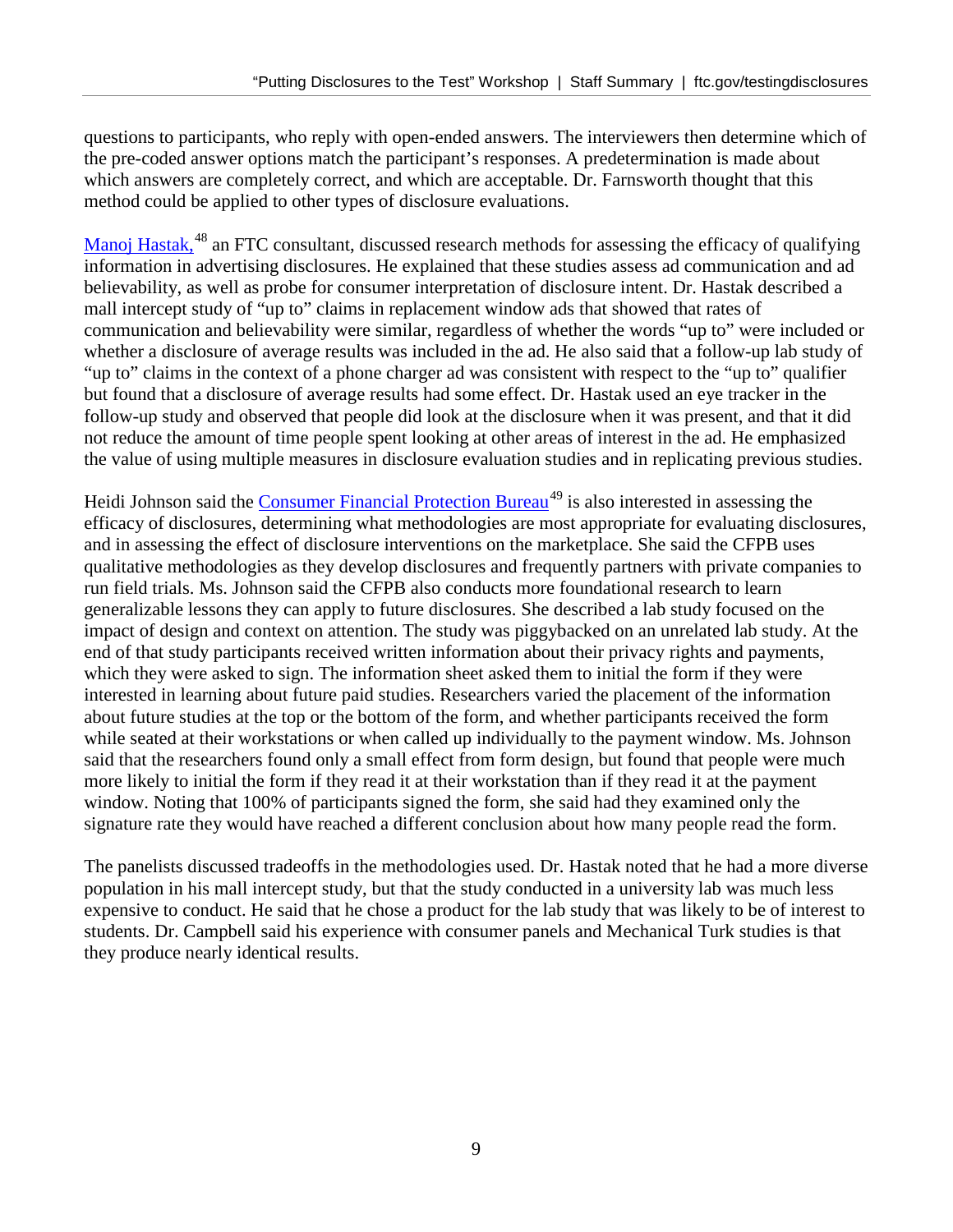questions to participants, who reply with open-ended answers. The interviewers then determine which of the pre-coded answer options match the participant's responses. A predetermination is made about which answers are completely correct, and which are acceptable. Dr. Farnsworth thought that this method could be applied to other types of disclosure evaluations.

Manoj Hastak,[48] an FTC consultant, discussed research methods for assessing the efficacy of qualifying information in advertising disclosures. He explained that these studies assess ad communication and ad believability, as well as probe for consumer interpretation of disclosure intent. Dr. Hastak described a mall intercept study of "up to" claims in replacement window ads that showed that rates of communication and believability were similar, regardless of whether the words "up to" were included or whether a disclosure of average results was included in the ad. He also said that a follow-up lab study of "up to" claims in the context of a phone charger ad was consistent with respect to the "up to" qualifier but found that a disclosure of average results had some effect. Dr. Hastak used an eye tracker in the follow-up study and observed that people did look at the disclosure when it was present, and that it did not reduce the amount of time people spent looking at other areas of interest in the ad. He emphasized the value of using multiple measures in disclosure evaluation studies and in replicating previous studies.

Heidi Johnson said the Consumer Financial Protection Bureau[49] is also interested in assessing the efficacy of disclosures, determining what methodologies are most appropriate for evaluating disclosures, and in assessing the effect of disclosure interventions on the marketplace. She said the CFPB uses qualitative methodologies as they develop disclosures and frequently partners with private companies to run field trials. Ms. Johnson said the CFPB also conducts more foundational research to learn generalizable lessons they can apply to future disclosures. She described a lab study focused on the impact of design and context on attention. The study was piggybacked on an unrelated lab study. At the end of that study participants received written information about their privacy rights and payments, which they were asked to sign. The information sheet asked them to initial the form if they were interested in learning about future paid studies. Researchers varied the placement of the information about future studies at the top or the bottom of the form, and whether participants received the form while seated at their workstations or when called up individually to the payment window. Ms. Johnson said that the researchers found only a small effect from form design, but found that people were much more likely to initial the form if they read it at their workstation than if they read it at the payment window. Noting that 100% of participants signed the form, she said had they examined only the signature rate they would have reached a different conclusion about how many people read the form.

The panelists discussed tradeoffs in the methodologies used. Dr. Hastak noted that he had a more diverse population in his mall intercept study, but that the study conducted in a university lab was much less expensive to conduct. He said that he chose a product for the lab study that was likely to be of interest to students. Dr. Campbell said his experience with consumer panels and Mechanical Turk studies is that they produce nearly identical results.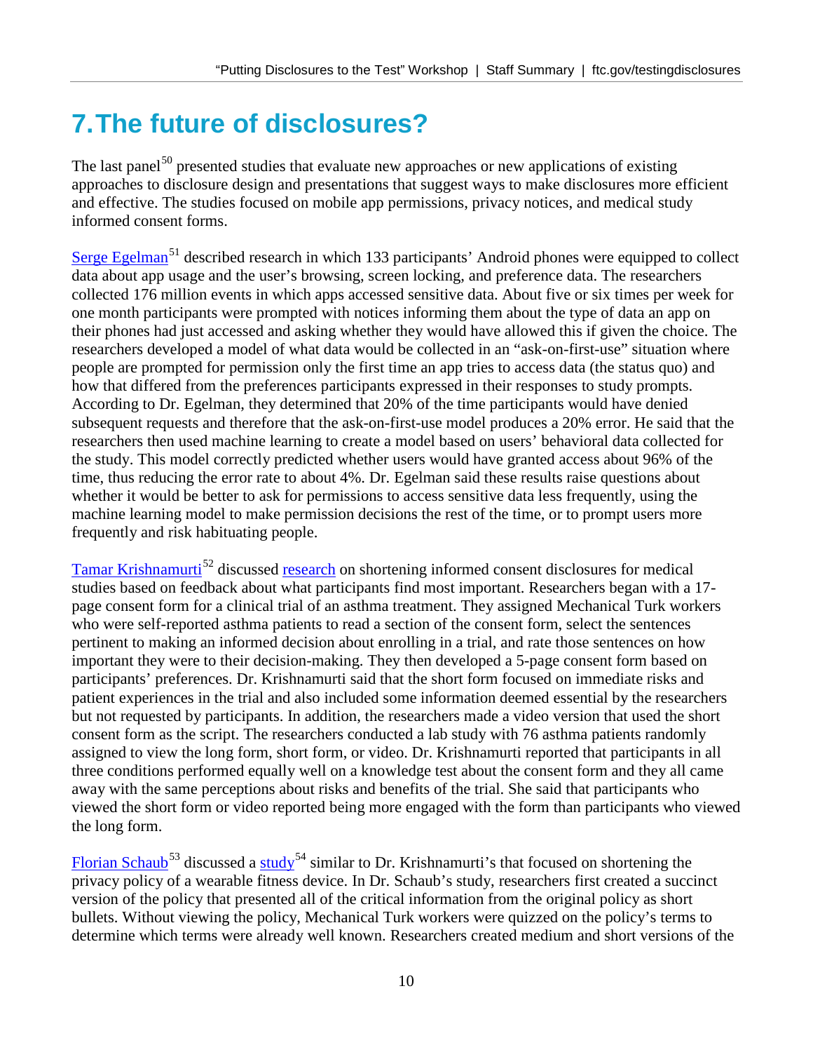# 7. The future of disclosures?

The last panel[50] presented studies that evaluate new approaches or new applications of existing approaches to disclosure design and presentations that suggest ways to make disclosures more efficient and effective. The studies focused on mobile app permissions, privacy notices, and medical study informed consent forms.

Serge Egelman[51] described research in which 133 participants' Android phones were equipped to collect data about app usage and the user's browsing, screen locking, and preference data. The researchers collected 176 million events in which apps accessed sensitive data. About five or six times per week for one month participants were prompted with notices informing them about the type of data an app on their phones had just accessed and asking whether they would have allowed this if given the choice. The researchers developed a model of what data would be collected in an "ask-on-first-use" situation where people are prompted for permission only the first time an app tries to access data (the status quo) and how that differed from the preferences participants expressed in their responses to study prompts. According to Dr. Egelman, they determined that 20% of the time participants would have denied subsequent requests and therefore that the ask-on-first-use model produces a 20% error. He said that the researchers then used machine learning to create a model based on users' behavioral data collected for the study. This model correctly predicted whether users would have granted access about 96% of the time, thus reducing the error rate to about 4%. Dr. Egelman said these results raise questions about whether it would be better to ask for permissions to access sensitive data less frequently, using the machine learning model to make permission decisions the rest of the time, or to prompt users more frequently and risk habituating people.

Tamar Krishnamurti[52] discussed research on shortening informed consent disclosures for medical studies based on feedback about what participants find most important. Researchers began with a 17-page consent form for a clinical trial of an asthma treatment. They assigned Mechanical Turk workers who were self-reported asthma patients to read a section of the consent form, select the sentences pertinent to making an informed decision about enrolling in a trial, and rate those sentences on how important they were to their decision-making. They then developed a 5-page consent form based on participants' preferences. Dr. Krishnamurti said that the short form focused on immediate risks and patient experiences in the trial and also included some information deemed essential by the researchers but not requested by participants. In addition, the researchers made a video version that used the short consent form as the script. The researchers conducted a lab study with 76 asthma patients randomly assigned to view the long form, short form, or video. Dr. Krishnamurti reported that participants in all three conditions performed equally well on a knowledge test about the consent form and they all came away with the same perceptions about risks and benefits of the trial. She said that participants who viewed the short form or video reported being more engaged with the form than participants who viewed the long form.

Florian Schaub[53] discussed a study[54] similar to Dr. Krishnamurti's that focused on shortening the privacy policy of a wearable fitness device. In Dr. Schaub's study, researchers first created a succinct version of the policy that presented all of the critical information from the original policy as short bullets. Without viewing the policy, Mechanical Turk workers were quizzed on the policy's terms to determine which terms were already well known. Researchers created medium and short versions of the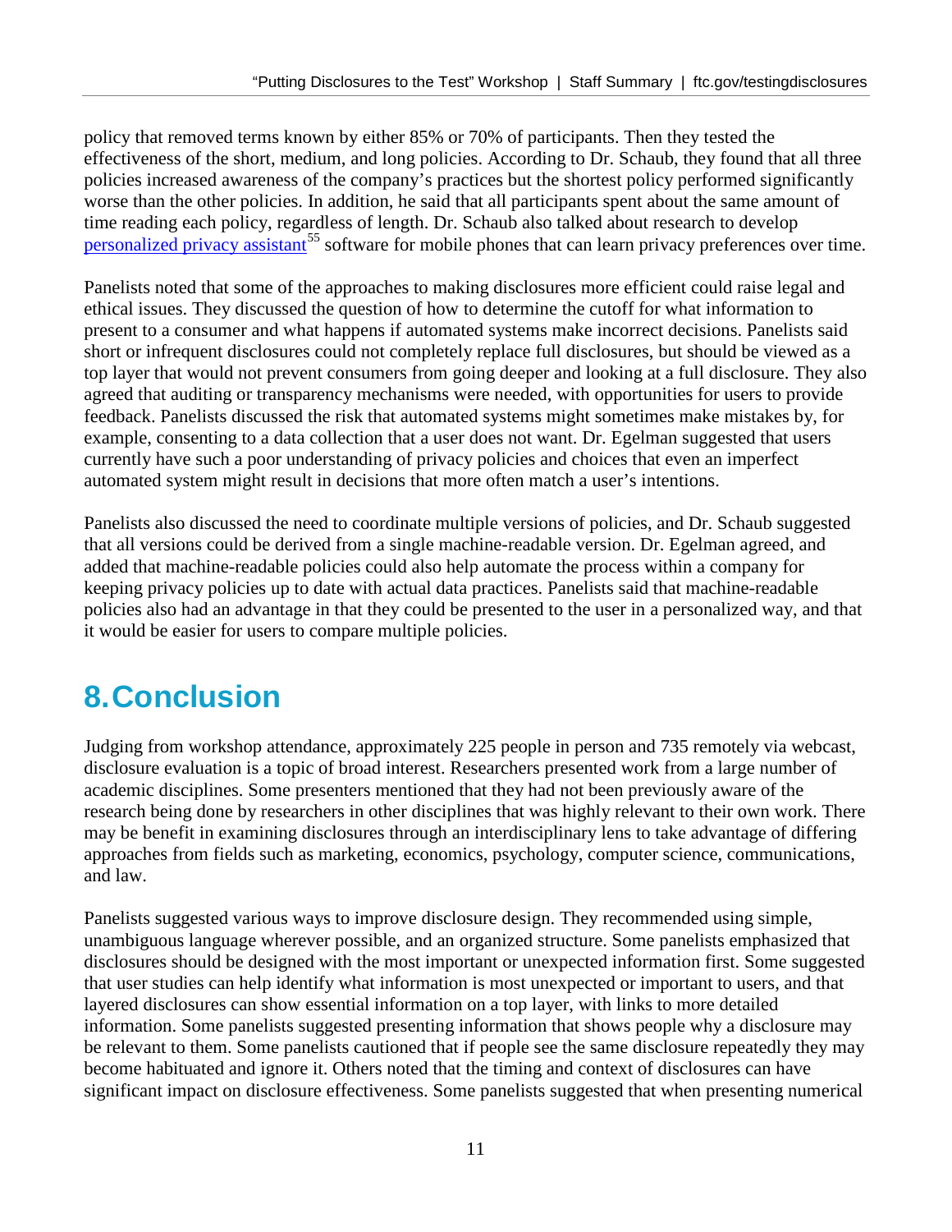policy that removed terms known by either 85% or 70% of participants. Then they tested the effectiveness of the short, medium, and long policies. According to Dr. Schaub, they found that all three policies increased awareness of the company's practices but the shortest policy performed significantly worse than the other policies. In addition, he said that all participants spent about the same amount of time reading each policy, regardless of length. Dr. Schaub also talked about research to develop personalized privacy assistant[55] software for mobile phones that can learn privacy preferences over time.

Panelists noted that some of the approaches to making disclosures more efficient could raise legal and ethical issues. They discussed the question of how to determine the cutoff for what information to present to a consumer and what happens if automated systems make incorrect decisions. Panelists said short or infrequent disclosures could not completely replace full disclosures, but should be viewed as a top layer that would not prevent consumers from going deeper and looking at a full disclosure. They also agreed that auditing or transparency mechanisms were needed, with opportunities for users to provide feedback. Panelists discussed the risk that automated systems might sometimes make mistakes by, for example, consenting to a data collection that a user does not want. Dr. Egelman suggested that users currently have such a poor understanding of privacy policies and choices that even an imperfect automated system might result in decisions that more often match a user's intentions.

Panelists also discussed the need to coordinate multiple versions of policies, and Dr. Schaub suggested that all versions could be derived from a single machine-readable version. Dr. Egelman agreed, and added that machine-readable policies could also help automate the process within a company for keeping privacy policies up to date with actual data practices. Panelists said that machine-readable policies also had an advantage in that they could be presented to the user in a personalized way, and that it would be easier for users to compare multiple policies.

# 8. Conclusion

Judging from workshop attendance, approximately 225 people in person and 735 remotely via webcast, disclosure evaluation is a topic of broad interest. Researchers presented work from a large number of academic disciplines. Some presenters mentioned that they had not been previously aware of the research being done by researchers in other disciplines that was highly relevant to their own work. There may be benefit in examining disclosures through an interdisciplinary lens to take advantage of differing approaches from fields such as marketing, economics, psychology, computer science, communications, and law.

Panelists suggested various ways to improve disclosure design. They recommended using simple, unambiguous language wherever possible, and an organized structure. Some panelists emphasized that disclosures should be designed with the most important or unexpected information first. Some suggested that user studies can help identify what information is most unexpected or important to users, and that layered disclosures can show essential information on a top layer, with links to more detailed information. Some panelists suggested presenting information that shows people why a disclosure may be relevant to them. Some panelists cautioned that if people see the same disclosure repeatedly they may become habituated and ignore it. Others noted that the timing and context of disclosures can have significant impact on disclosure effectiveness. Some panelists suggested that when presenting numerical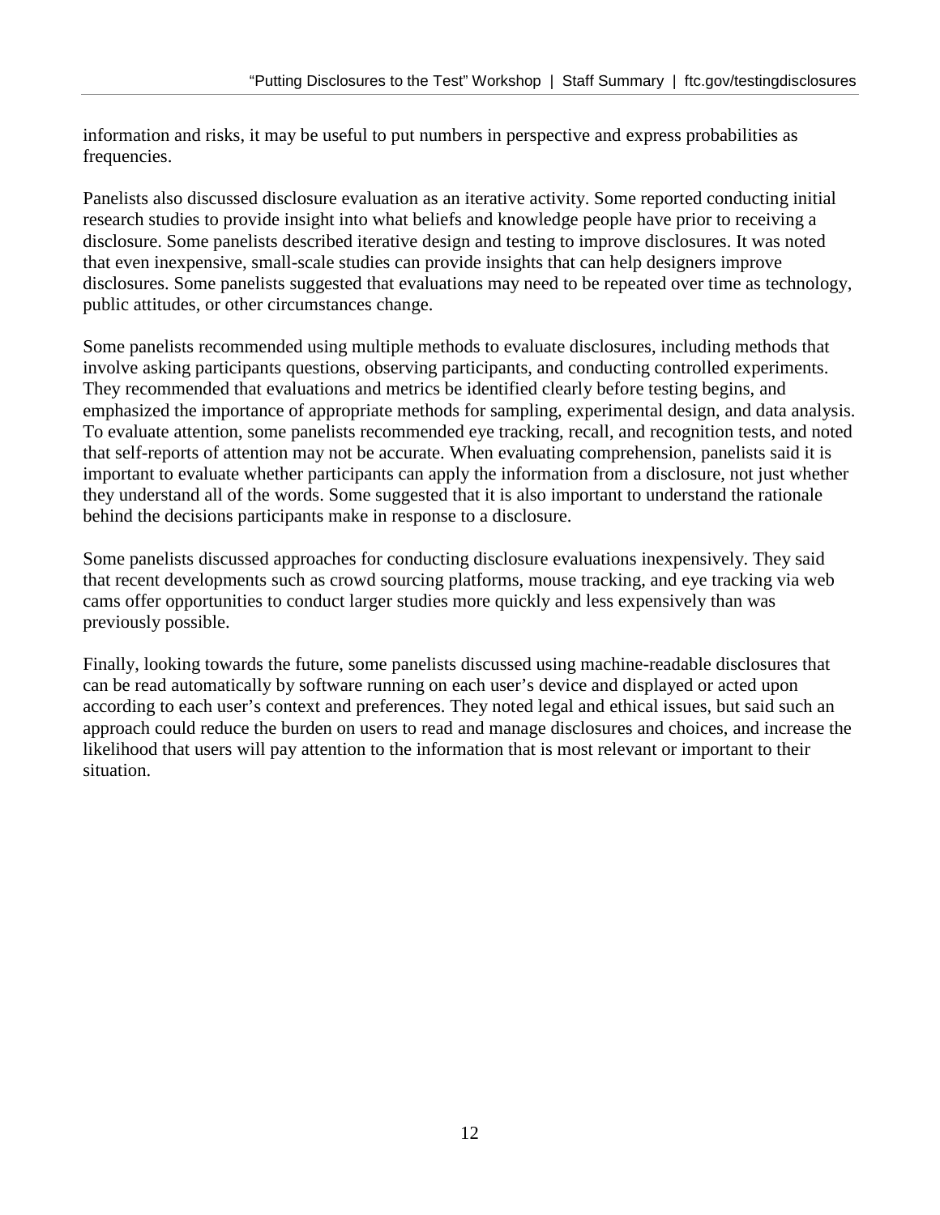information and risks, it may be useful to put numbers in perspective and express probabilities as frequencies.

Panelists also discussed disclosure evaluation as an iterative activity. Some reported conducting initial research studies to provide insight into what beliefs and knowledge people have prior to receiving a disclosure. Some panelists described iterative design and testing to improve disclosures. It was noted that even inexpensive, small-scale studies can provide insights that can help designers improve disclosures. Some panelists suggested that evaluations may need to be repeated over time as technology, public attitudes, or other circumstances change.

Some panelists recommended using multiple methods to evaluate disclosures, including methods that involve asking participants questions, observing participants, and conducting controlled experiments. They recommended that evaluations and metrics be identified clearly before testing begins, and emphasized the importance of appropriate methods for sampling, experimental design, and data analysis. To evaluate attention, some panelists recommended eye tracking, recall, and recognition tests, and noted that self-reports of attention may not be accurate. When evaluating comprehension, panelists said it is important to evaluate whether participants can apply the information from a disclosure, not just whether they understand all of the words. Some suggested that it is also important to understand the rationale behind the decisions participants make in response to a disclosure.

Some panelists discussed approaches for conducting disclosure evaluations inexpensively. They said that recent developments such as crowd sourcing platforms, mouse tracking, and eye tracking via web cams offer opportunities to conduct larger studies more quickly and less expensively than was previously possible.

Finally, looking towards the future, some panelists discussed using machine-readable disclosures that can be read automatically by software running on each user's device and displayed or acted upon according to each user's context and preferences. They noted legal and ethical issues, but said such an approach could reduce the burden on users to read and manage disclosures and choices, and increase the likelihood that users will pay attention to the information that is most relevant or important to their situation.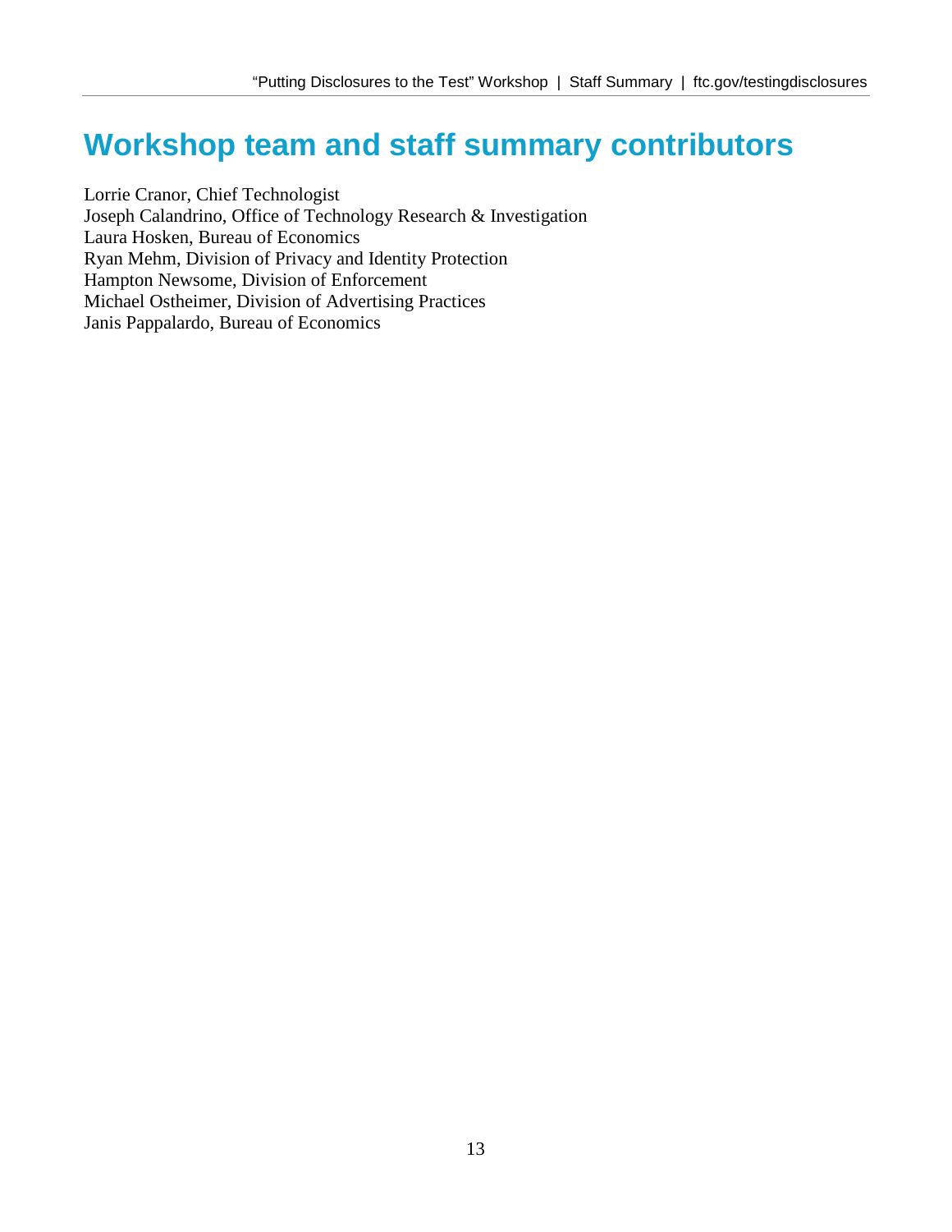# Workshop team and staff summary contributors

Lorrie Cranor, Chief Technologist
Joseph Calandrino, Office of Technology Research & Investigation
Laura Hosken, Bureau of Economics
Ryan Mehm, Division of Privacy and Identity Protection
Hampton Newsome, Division of Enforcement
Michael Ostheimer, Division of Advertising Practices
Janis Pappalardo, Bureau of Economics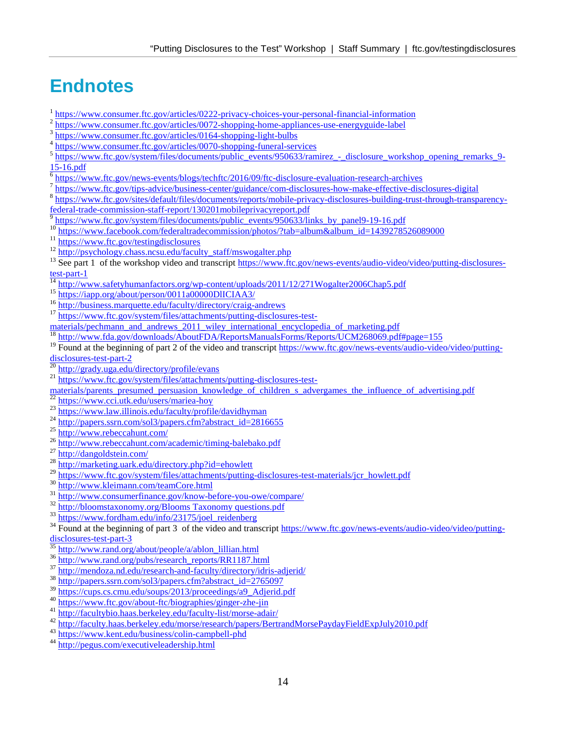# Endnotes

[1] https://www.consumer.ftc.gov/articles/0222-privacy-choices-your-personal-financial-information
[2] https://www.consumer.ftc.gov/articles/0072-shopping-home-appliances-use-energyguide-label
[3] https://www.consumer.ftc.gov/articles/0164-shopping-light-bulbs
[4] https://www.consumer.ftc.gov/articles/0070-shopping-funeral-services
[5] https://www.ftc.gov/system/files/documents/public_events/950633/ramirez_-_disclosure_workshop_opening_remarks_9-15-16.pdf
[6] https://www.ftc.gov/news-events/blogs/techftc/2016/09/ftc-disclosure-evaluation-research-archives
[7] https://www.ftc.gov/tips-advice/business-center/guidance/com-disclosures-how-make-effective-disclosures-digital
[8] https://www.ftc.gov/sites/default/files/documents/reports/mobile-privacy-disclosures-building-trust-through-transparency-federal-trade-commission-staff-report/130201mobileprivacyreport.pdf
[9] https://www.ftc.gov/system/files/documents/public_events/950633/links_by_panel9-19-16.pdf
[10] https://www.facebook.com/federaltradecommission/photos/?tab=album&album_id=1439278526089000
[11] https://www.ftc.gov/testingdisclosures
[12] http://psychology.chass.ncsu.edu/faculty_staff/mswogalter.php
[13] See part 1 of the workshop video and transcript https://www.ftc.gov/news-events/audio-video/video/putting-disclosures-test-part-1
[14] http://www.safetyhumanfactors.org/wp-content/uploads/2011/12/271Wogalter2006Chap5.pdf
[15] https://iapp.org/about/person/0011a00000DlICIAA3/
[16] http://business.marquette.edu/faculty/directory/craig-andrews
[17] https://www.ftc.gov/system/files/attachments/putting-disclosures-test-materials/pechmann_and_andrews_2011_wiley_international_encyclopedia_of_marketing.pdf
[18] http://www.fda.gov/downloads/AboutFDA/ReportsManualsForms/Reports/UCM268069.pdf#page=155
[19] Found at the beginning of part 2 of the video and transcript https://www.ftc.gov/news-events/audio-video/video/putting-disclosures-test-part-2
[20] http://grady.uga.edu/directory/profile/evans
[21] https://www.ftc.gov/system/files/attachments/putting-disclosures-test-materials/parents_presumed_persuasion_knowledge_of_children_s_advergames_the_influence_of_advertising.pdf
[22] https://www.cci.utk.edu/users/mariea-hoy
[23] https://www.law.illinois.edu/faculty/profile/davidhyman
[24] http://papers.ssrn.com/sol3/papers.cfm?abstract_id=2816655
[25] http://www.rebeccahunt.com/
[26] http://www.rebeccahunt.com/academic/timing-balebako.pdf
[27] http://dangoldstein.com/
[28] http://marketing.uark.edu/directory.php?id=ehowlett
[29] https://www.ftc.gov/system/files/attachments/putting-disclosures-test-materials/jcr_howlett.pdf
[30] http://www.kleimann.com/teamCore.html
[31] http://www.consumerfinance.gov/know-before-you-owe/compare/
[32] http://bloomstaxonomy.org/Blooms Taxonomy questions.pdf
[33] https://www.fordham.edu/info/23175/joel_reidenberg
[34] Found at the beginning of part 3 of the video and transcript https://www.ftc.gov/news-events/audio-video/video/putting-disclosures-test-part-3
[35] http://www.rand.org/about/people/a/ablon_lillian.html
[36] http://www.rand.org/pubs/research_reports/RR1187.html
[37] http://mendoza.nd.edu/research-and-faculty/directory/idris-adjerid/
[38] http://papers.ssrn.com/sol3/papers.cfm?abstract_id=2765097
[39] https://cups.cs.cmu.edu/soups/2013/proceedings/a9_Adjerid.pdf
[40] https://www.ftc.gov/about-ftc/biographies/ginger-zhe-jin
[41] http://facultybio.haas.berkeley.edu/faculty-list/morse-adair/
[42] http://faculty.haas.berkeley.edu/morse/research/papers/BertrandMorsePaydayFieldExpJuly2010.pdf
[43] https://www.kent.edu/business/colin-campbell-phd
[44] http://pegus.com/executiveleadership.html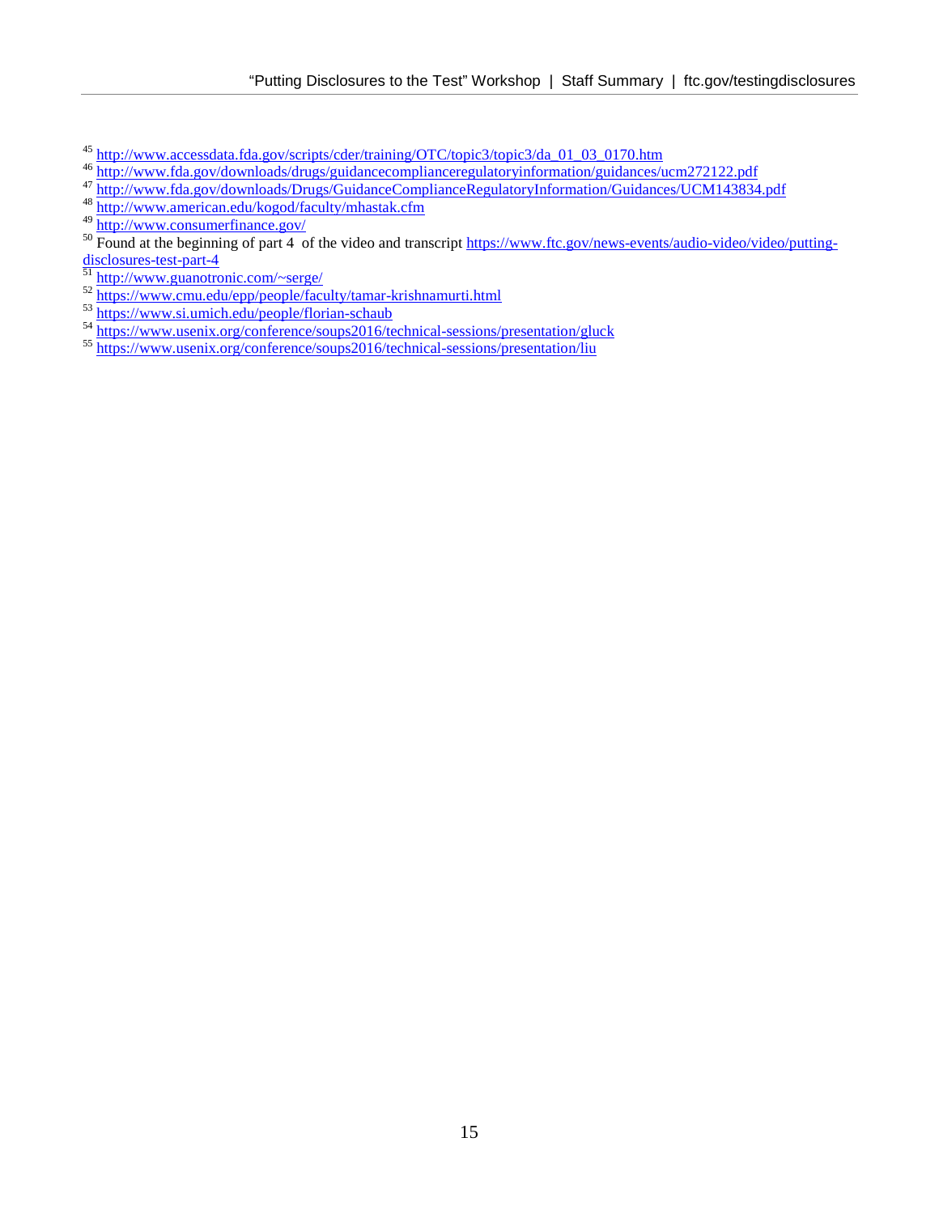[45] http://www.accessdata.fda.gov/scripts/cder/training/OTC/topic3/topic3/da_01_03_0170.htm

[46] http://www.fda.gov/downloads/drugs/guidancecomplianceregulatoryinformation/guidances/ucm272122.pdf

[47] http://www.fda.gov/downloads/Drugs/GuidanceComplianceRegulatoryInformation/Guidances/UCM143834.pdf

[48] http://www.american.edu/kogod/faculty/mhastak.cfm

[49] http://www.consumerfinance.gov/

[50] Found at the beginning of part 4 of the video and transcript https://www.ftc.gov/news-events/audio-video/video/putting-disclosures-test-part-4

[51] http://www.guanotronic.com/~serge/

[52] https://www.cmu.edu/epp/people/faculty/tamar-krishnamurti.html

[53] https://www.si.umich.edu/people/florian-schaub

[54] https://www.usenix.org/conference/soups2016/technical-sessions/presentation/gluck

[55] https://www.usenix.org/conference/soups2016/technical-sessions/presentation/liu